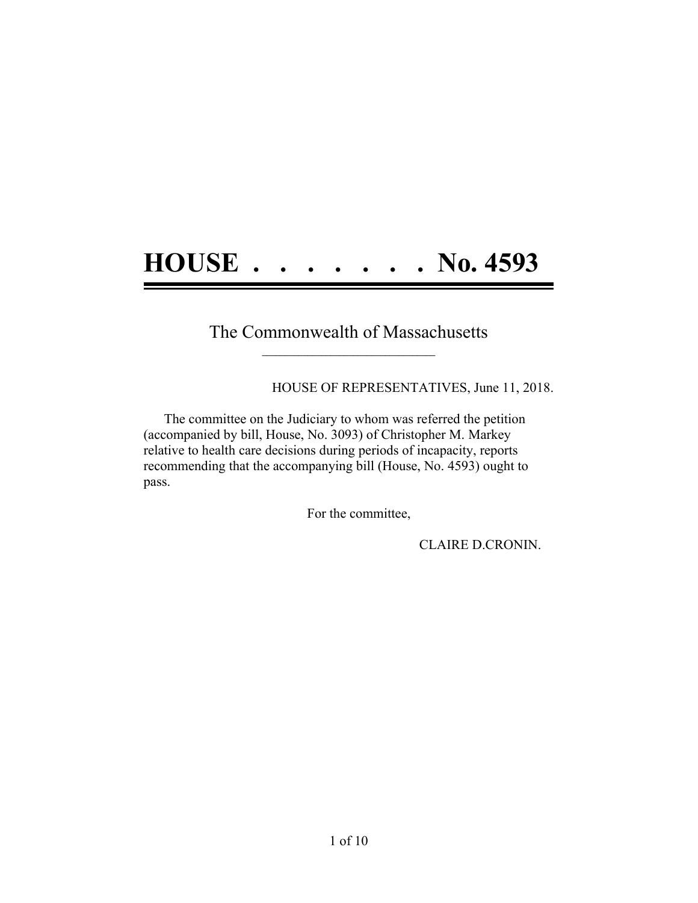# HOUSE . . . . . . . . No. 4593

The Commonwealth of Massachusetts

\_\_\_\_\_\_\_\_\_\_\_\_\_\_\_\_\_\_\_\_\_\_\_\_\_\_\_\_

HOUSE OF REPRESENTATIVES, June 11, 2018.

The committee on the Judiciary to whom was referred the petition (accompanied by bill, House, No. 3093) of Christopher M. Markey relative to health care decisions during periods of incapacity, reports recommending that the accompanying bill (House, No. 4593) ought to pass.

For the committee,

CLAIRE D.CRONIN.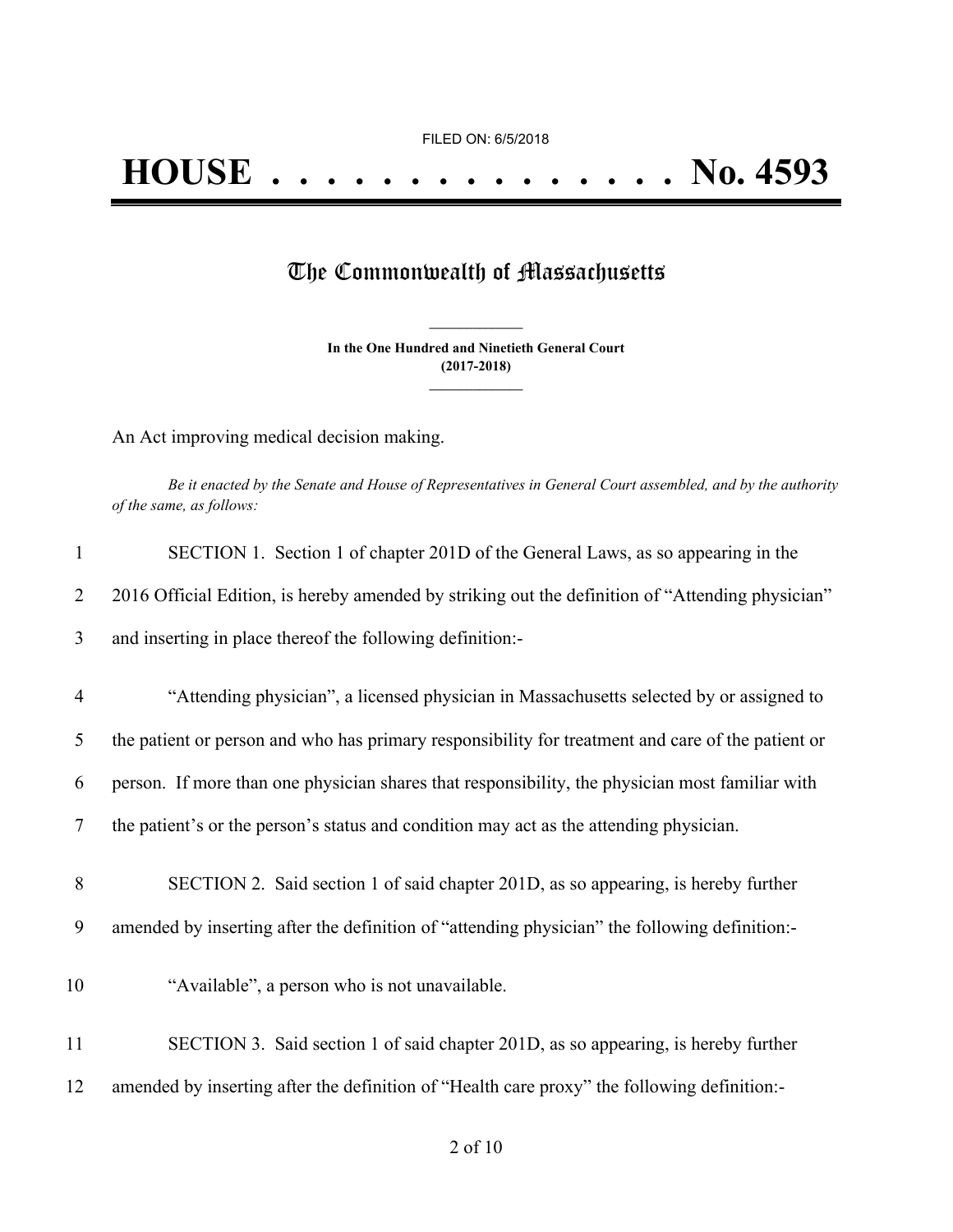FILED ON: 6/5/2018

# HOUSE . . . . . . . . . . . . . . . No. 4593

## The Commonwealth of Massachusetts

**In the One Hundred and Ninetieth General Court (2017-2018)**

An Act improving medical decision making.

*Be it enacted by the Senate and House of Representatives in General Court assembled, and by the authority of the same, as follows:*

1 SECTION 1. Section 1 of chapter 201D of the General Laws, as so appearing in the
2 2016 Official Edition, is hereby amended by striking out the definition of "Attending physician"
3 and inserting in place thereof the following definition:-

4 "Attending physician", a licensed physician in Massachusetts selected by or assigned to
5 the patient or person and who has primary responsibility for treatment and care of the patient or
6 person. If more than one physician shares that responsibility, the physician most familiar with
7 the patient's or the person's status and condition may act as the attending physician.

8 SECTION 2. Said section 1 of said chapter 201D, as so appearing, is hereby further
9 amended by inserting after the definition of "attending physician" the following definition:-

10 "Available", a person who is not unavailable.

11 SECTION 3. Said section 1 of said chapter 201D, as so appearing, is hereby further
12 amended by inserting after the definition of "Health care proxy" the following definition:-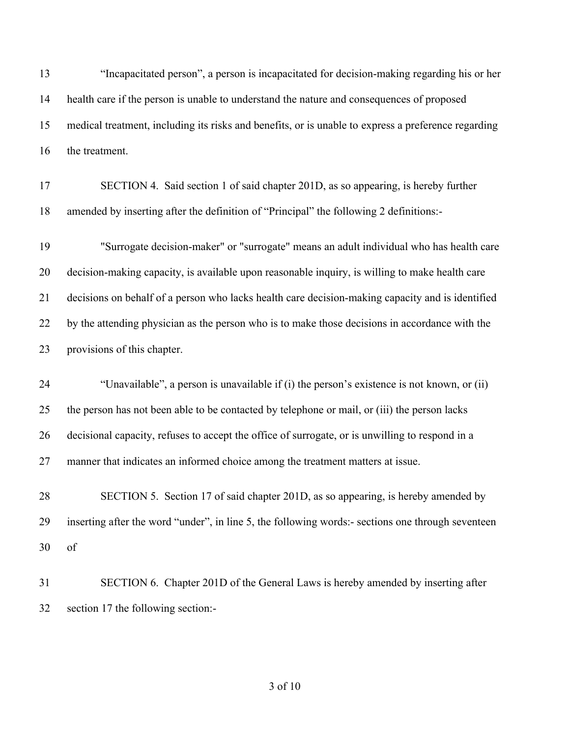"Incapacitated person", a person is incapacitated for decision-making regarding his or her health care if the person is unable to understand the nature and consequences of proposed medical treatment, including its risks and benefits, or is unable to express a preference regarding the treatment.

SECTION 4. Said section 1 of said chapter 201D, as so appearing, is hereby further amended by inserting after the definition of "Principal" the following 2 definitions:-

"Surrogate decision-maker" or "surrogate" means an adult individual who has health care decision-making capacity, is available upon reasonable inquiry, is willing to make health care decisions on behalf of a person who lacks health care decision-making capacity and is identified by the attending physician as the person who is to make those decisions in accordance with the provisions of this chapter.

"Unavailable", a person is unavailable if (i) the person's existence is not known, or (ii) the person has not been able to be contacted by telephone or mail, or (iii) the person lacks decisional capacity, refuses to accept the office of surrogate, or is unwilling to respond in a manner that indicates an informed choice among the treatment matters at issue.

SECTION 5. Section 17 of said chapter 201D, as so appearing, is hereby amended by inserting after the word "under", in line 5, the following words:- sections one through seventeen of

SECTION 6. Chapter 201D of the General Laws is hereby amended by inserting after section 17 the following section:-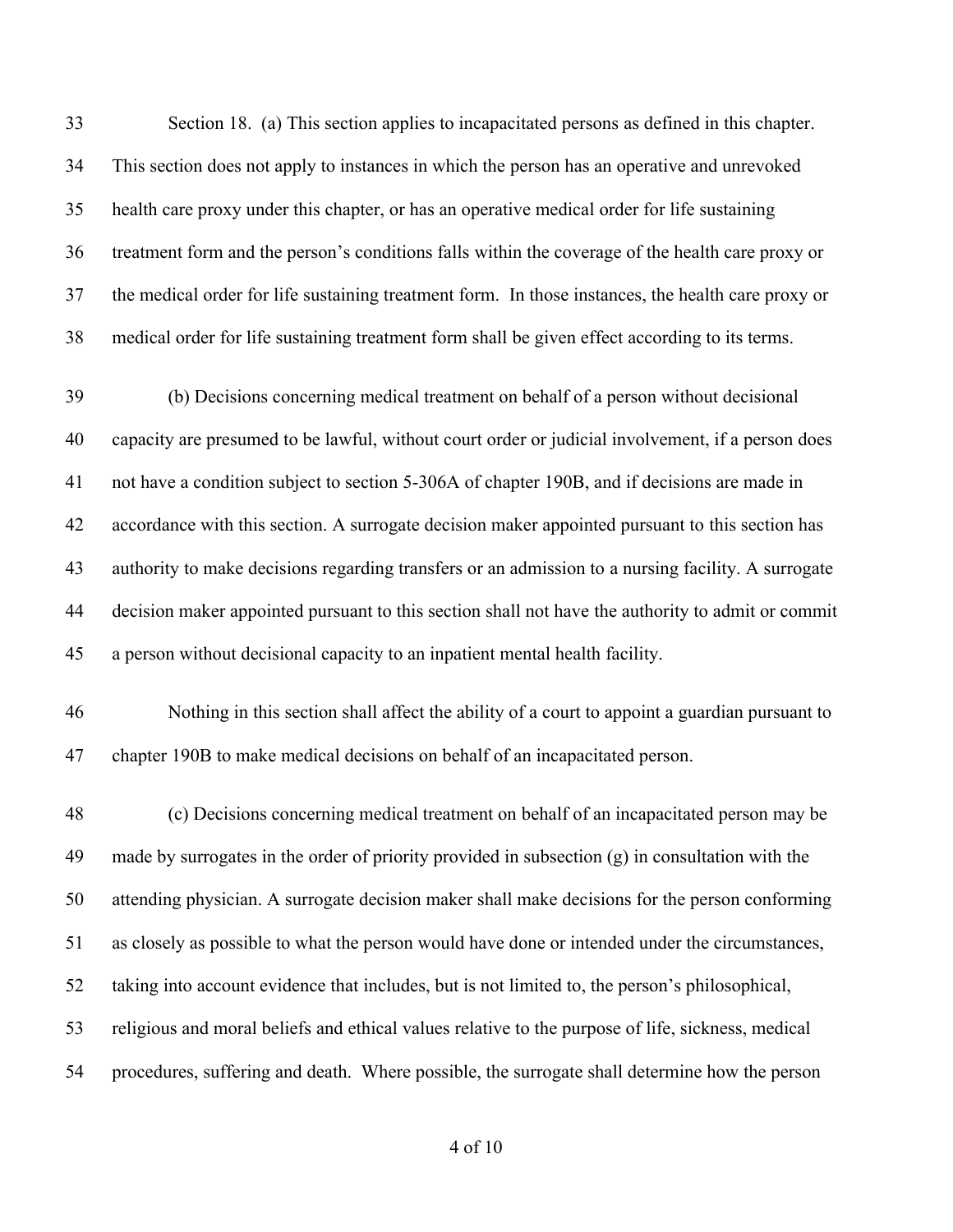Section 18. (a) This section applies to incapacitated persons as defined in this chapter. This section does not apply to instances in which the person has an operative and unrevoked health care proxy under this chapter, or has an operative medical order for life sustaining treatment form and the person's conditions falls within the coverage of the health care proxy or the medical order for life sustaining treatment form. In those instances, the health care proxy or medical order for life sustaining treatment form shall be given effect according to its terms.

(b) Decisions concerning medical treatment on behalf of a person without decisional capacity are presumed to be lawful, without court order or judicial involvement, if a person does not have a condition subject to section 5-306A of chapter 190B, and if decisions are made in accordance with this section. A surrogate decision maker appointed pursuant to this section has authority to make decisions regarding transfers or an admission to a nursing facility. A surrogate decision maker appointed pursuant to this section shall not have the authority to admit or commit a person without decisional capacity to an inpatient mental health facility.

Nothing in this section shall affect the ability of a court to appoint a guardian pursuant to chapter 190B to make medical decisions on behalf of an incapacitated person.

(c) Decisions concerning medical treatment on behalf of an incapacitated person may be made by surrogates in the order of priority provided in subsection (g) in consultation with the attending physician. A surrogate decision maker shall make decisions for the person conforming as closely as possible to what the person would have done or intended under the circumstances, taking into account evidence that includes, but is not limited to, the person's philosophical, religious and moral beliefs and ethical values relative to the purpose of life, sickness, medical procedures, suffering and death. Where possible, the surrogate shall determine how the person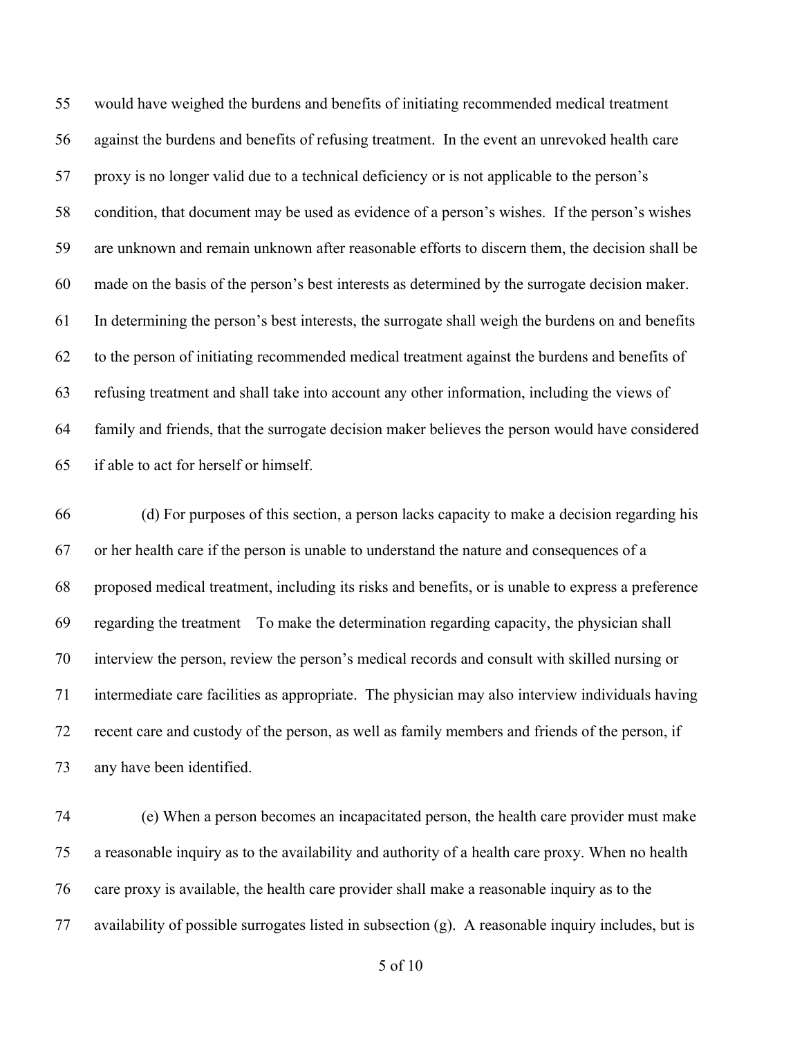would have weighed the burdens and benefits of initiating recommended medical treatment against the burdens and benefits of refusing treatment. In the event an unrevoked health care proxy is no longer valid due to a technical deficiency or is not applicable to the person's condition, that document may be used as evidence of a person's wishes. If the person's wishes are unknown and remain unknown after reasonable efforts to discern them, the decision shall be made on the basis of the person's best interests as determined by the surrogate decision maker. In determining the person's best interests, the surrogate shall weigh the burdens on and benefits to the person of initiating recommended medical treatment against the burdens and benefits of refusing treatment and shall take into account any other information, including the views of family and friends, that the surrogate decision maker believes the person would have considered if able to act for herself or himself.

(d) For purposes of this section, a person lacks capacity to make a decision regarding his or her health care if the person is unable to understand the nature and consequences of a proposed medical treatment, including its risks and benefits, or is unable to express a preference regarding the treatment To make the determination regarding capacity, the physician shall interview the person, review the person's medical records and consult with skilled nursing or intermediate care facilities as appropriate. The physician may also interview individuals having recent care and custody of the person, as well as family members and friends of the person, if any have been identified.

(e) When a person becomes an incapacitated person, the health care provider must make a reasonable inquiry as to the availability and authority of a health care proxy. When no health care proxy is available, the health care provider shall make a reasonable inquiry as to the availability of possible surrogates listed in subsection (g). A reasonable inquiry includes, but is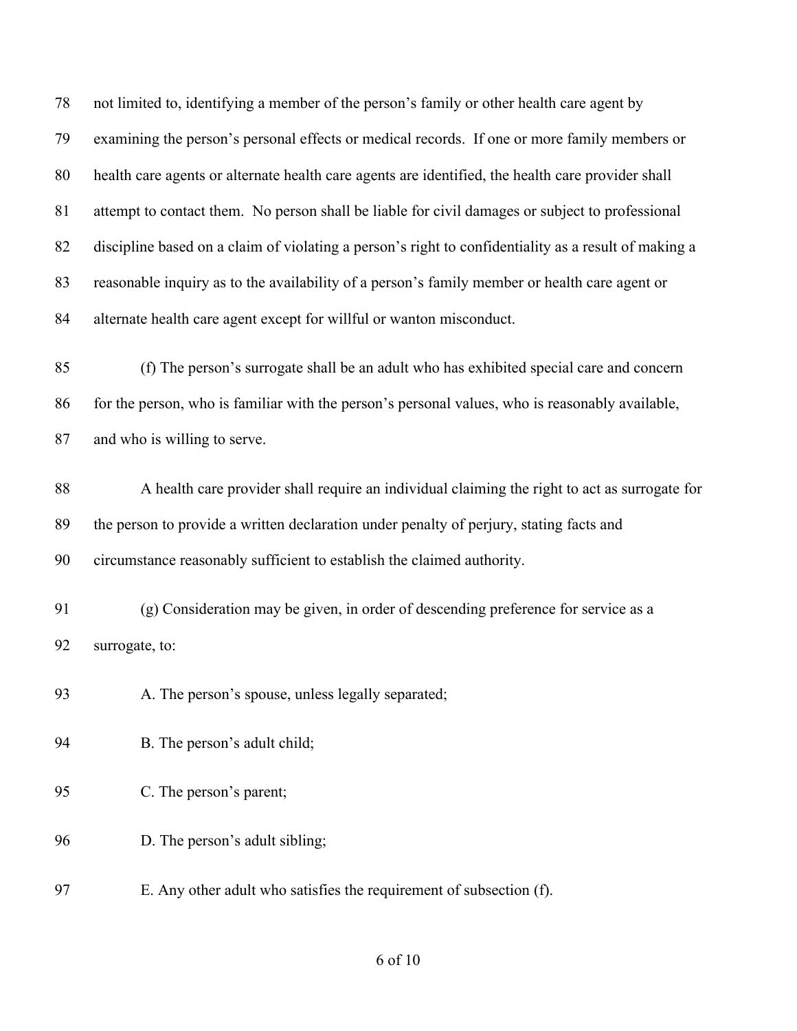not limited to, identifying a member of the person's family or other health care agent by examining the person's personal effects or medical records. If one or more family members or health care agents or alternate health care agents are identified, the health care provider shall attempt to contact them. No person shall be liable for civil damages or subject to professional discipline based on a claim of violating a person's right to confidentiality as a result of making a reasonable inquiry as to the availability of a person's family member or health care agent or alternate health care agent except for willful or wanton misconduct.

(f) The person's surrogate shall be an adult who has exhibited special care and concern for the person, who is familiar with the person's personal values, who is reasonably available, and who is willing to serve.

A health care provider shall require an individual claiming the right to act as surrogate for the person to provide a written declaration under penalty of perjury, stating facts and circumstance reasonably sufficient to establish the claimed authority.

(g) Consideration may be given, in order of descending preference for service as a surrogate, to:

A. The person's spouse, unless legally separated;

B. The person's adult child;

C. The person's parent;

D. The person's adult sibling;

E. Any other adult who satisfies the requirement of subsection (f).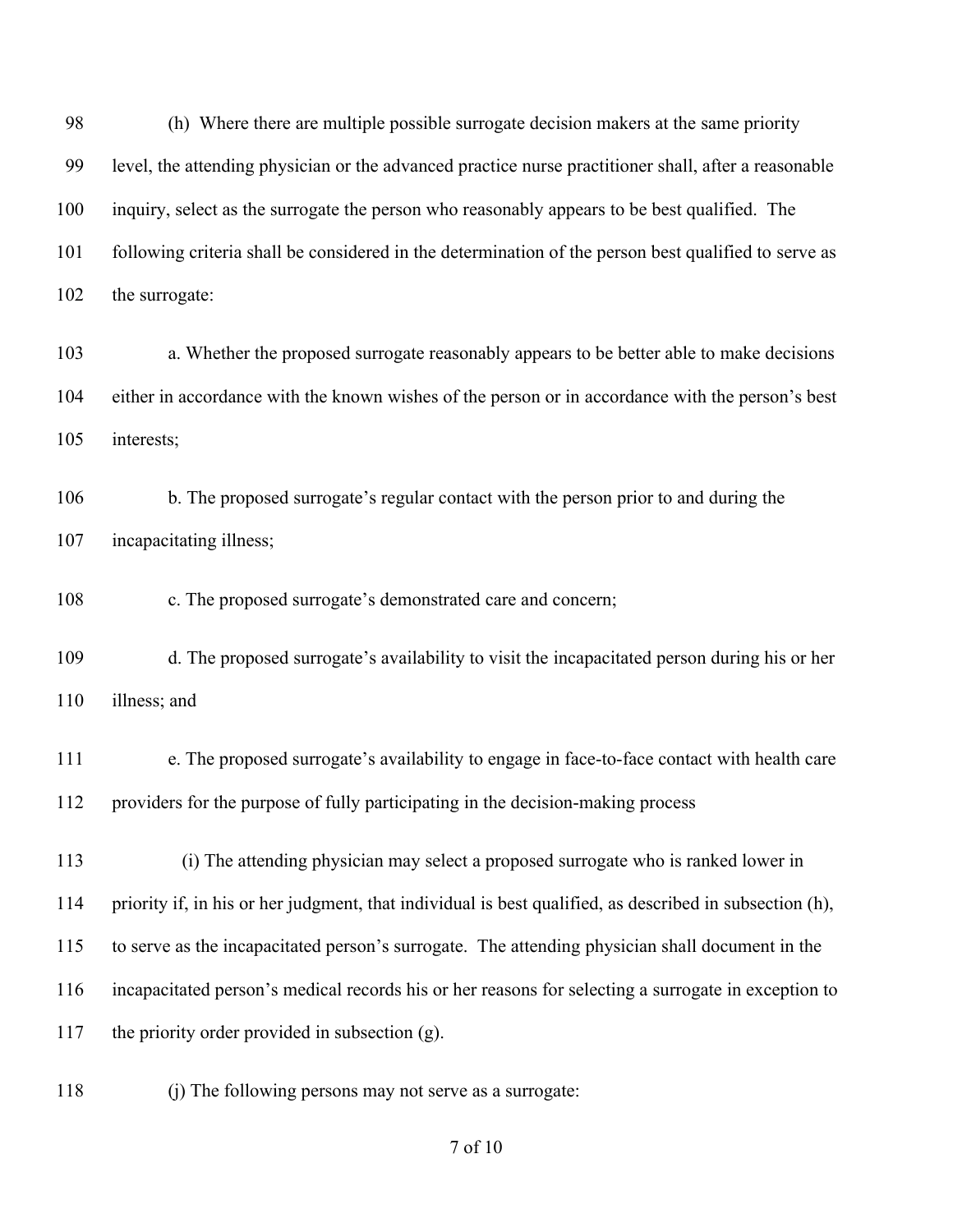(h) Where there are multiple possible surrogate decision makers at the same priority level, the attending physician or the advanced practice nurse practitioner shall, after a reasonable inquiry, select as the surrogate the person who reasonably appears to be best qualified. The following criteria shall be considered in the determination of the person best qualified to serve as the surrogate:

a. Whether the proposed surrogate reasonably appears to be better able to make decisions either in accordance with the known wishes of the person or in accordance with the person's best interests;

b. The proposed surrogate's regular contact with the person prior to and during the incapacitating illness;

c. The proposed surrogate's demonstrated care and concern;

d. The proposed surrogate's availability to visit the incapacitated person during his or her illness; and

e. The proposed surrogate's availability to engage in face-to-face contact with health care providers for the purpose of fully participating in the decision-making process

(i) The attending physician may select a proposed surrogate who is ranked lower in priority if, in his or her judgment, that individual is best qualified, as described in subsection (h), to serve as the incapacitated person's surrogate. The attending physician shall document in the incapacitated person's medical records his or her reasons for selecting a surrogate in exception to the priority order provided in subsection (g).

(j) The following persons may not serve as a surrogate: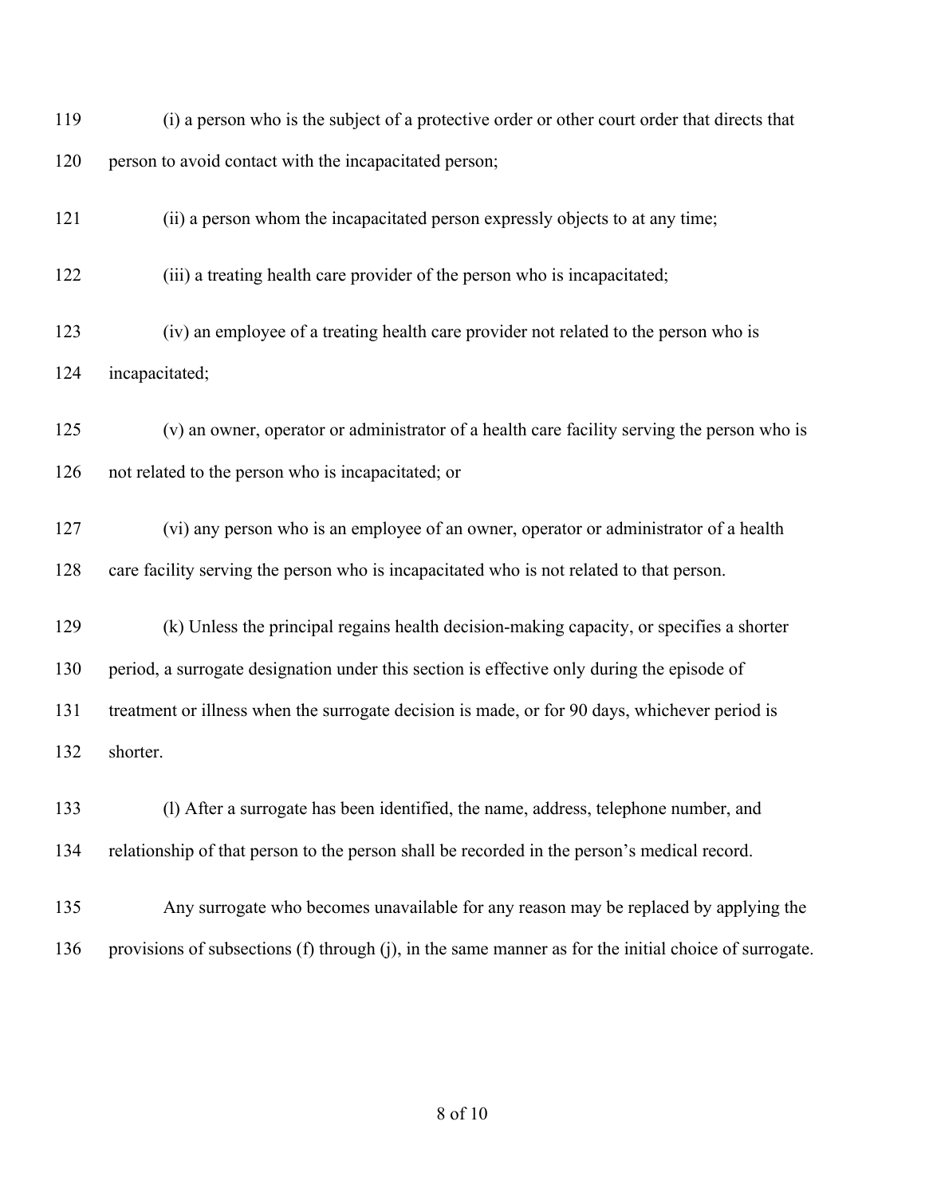(i) a person who is the subject of a protective order or other court order that directs that person to avoid contact with the incapacitated person;

(ii) a person whom the incapacitated person expressly objects to at any time;

(iii) a treating health care provider of the person who is incapacitated;

(iv) an employee of a treating health care provider not related to the person who is incapacitated;

(v) an owner, operator or administrator of a health care facility serving the person who is not related to the person who is incapacitated; or

(vi) any person who is an employee of an owner, operator or administrator of a health care facility serving the person who is incapacitated who is not related to that person.

(k) Unless the principal regains health decision-making capacity, or specifies a shorter period, a surrogate designation under this section is effective only during the episode of treatment or illness when the surrogate decision is made, or for 90 days, whichever period is shorter.

(l) After a surrogate has been identified, the name, address, telephone number, and relationship of that person to the person shall be recorded in the person's medical record.

Any surrogate who becomes unavailable for any reason may be replaced by applying the provisions of subsections (f) through (j), in the same manner as for the initial choice of surrogate.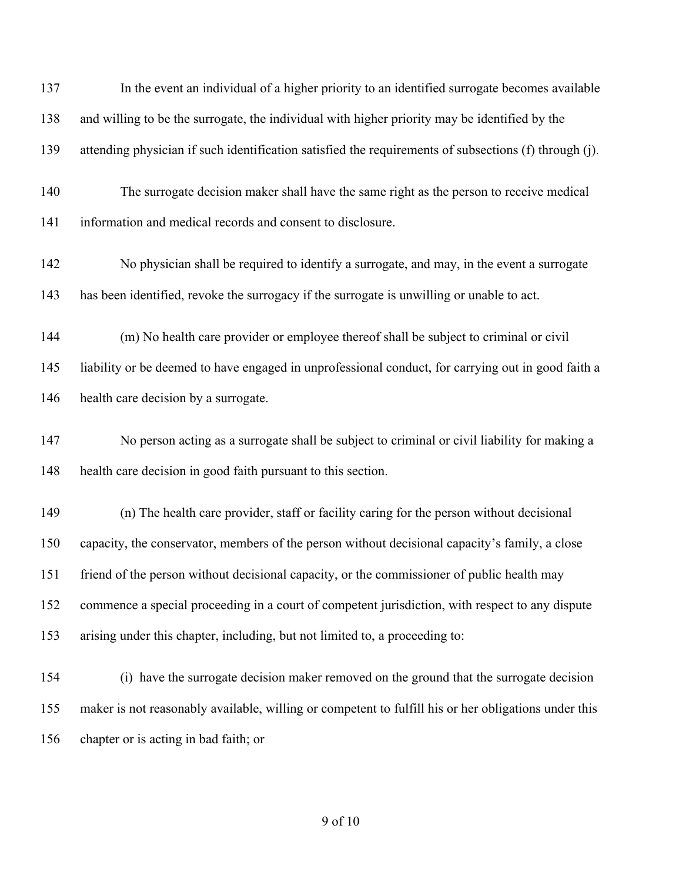137 In the event an individual of a higher priority to an identified surrogate becomes available
138 and willing to be the surrogate, the individual with higher priority may be identified by the
139 attending physician if such identification satisfied the requirements of subsections (f) through (j).

140 The surrogate decision maker shall have the same right as the person to receive medical
141 information and medical records and consent to disclosure.

142 No physician shall be required to identify a surrogate, and may, in the event a surrogate
143 has been identified, revoke the surrogacy if the surrogate is unwilling or unable to act.

144 (m) No health care provider or employee thereof shall be subject to criminal or civil
145 liability or be deemed to have engaged in unprofessional conduct, for carrying out in good faith a
146 health care decision by a surrogate.

147 No person acting as a surrogate shall be subject to criminal or civil liability for making a
148 health care decision in good faith pursuant to this section.

149 (n) The health care provider, staff or facility caring for the person without decisional
150 capacity, the conservator, members of the person without decisional capacity's family, a close
151 friend of the person without decisional capacity, or the commissioner of public health may
152 commence a special proceeding in a court of competent jurisdiction, with respect to any dispute
153 arising under this chapter, including, but not limited to, a proceeding to:

154 (i) have the surrogate decision maker removed on the ground that the surrogate decision
155 maker is not reasonably available, willing or competent to fulfill his or her obligations under this
156 chapter or is acting in bad faith; or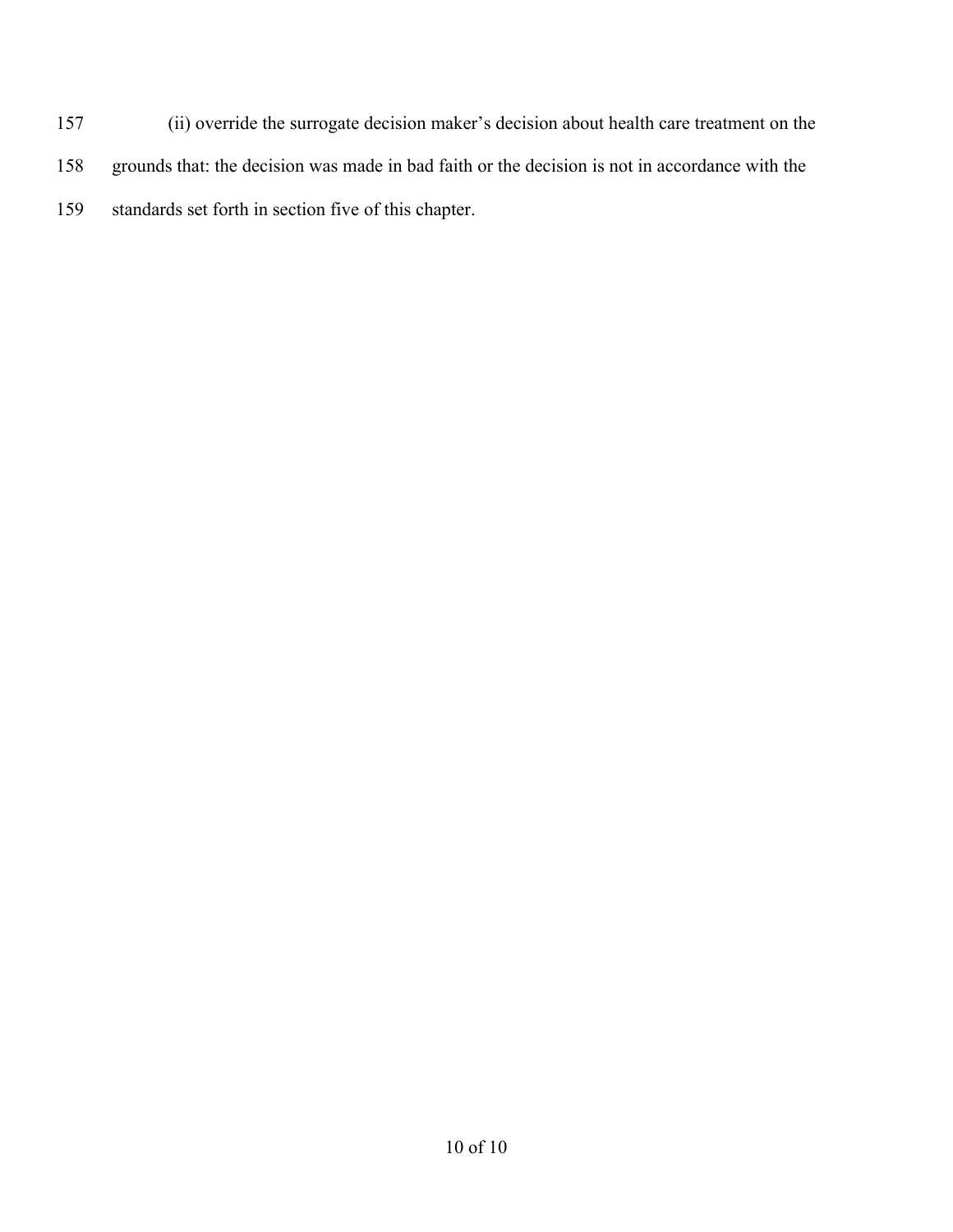(ii) override the surrogate decision maker's decision about health care treatment on the grounds that: the decision was made in bad faith or the decision is not in accordance with the standards set forth in section five of this chapter.